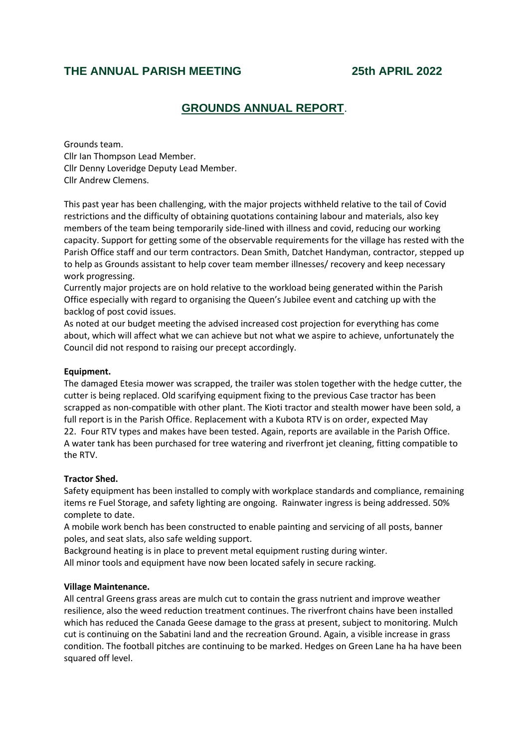# THE ANNUAL PARISH MEETING 25th APRIL 2022

## GROUNDS ANNUAL REPORT.

Grounds team.
Cllr Ian Thompson Lead Member.
Cllr Denny Loveridge Deputy Lead Member.
Cllr Andrew Clemens.

This past year has been challenging, with the major projects withheld relative to the tail of Covid restrictions and the difficulty of obtaining quotations containing labour and materials, also key members of the team being temporarily side-lined with illness and covid, reducing our working capacity. Support for getting some of the observable requirements for the village has rested with the Parish Office staff and our term contractors. Dean Smith, Datchet Handyman, contractor, stepped up to help as Grounds assistant to help cover team member illnesses/ recovery and keep necessary work progressing.
Currently major projects are on hold relative to the workload being generated within the Parish Office especially with regard to organising the Queen's Jubilee event and catching up with the backlog of post covid issues.
As noted at our budget meeting the advised increased cost projection for everything has come about, which will affect what we can achieve but not what we aspire to achieve, unfortunately the Council did not respond to raising our precept accordingly.

**Equipment.**
The damaged Etesia mower was scrapped, the trailer was stolen together with the hedge cutter, the cutter is being replaced. Old scarifying equipment fixing to the previous Case tractor has been scrapped as non-compatible with other plant. The Kioti tractor and stealth mower have been sold, a full report is in the Parish Office. Replacement with a Kubota RTV is on order, expected May 22. Four RTV types and makes have been tested. Again, reports are available in the Parish Office. A water tank has been purchased for tree watering and riverfront jet cleaning, fitting compatible to the RTV.

**Tractor Shed.**
Safety equipment has been installed to comply with workplace standards and compliance, remaining items re Fuel Storage, and safety lighting are ongoing. Rainwater ingress is being addressed. 50% complete to date.
A mobile work bench has been constructed to enable painting and servicing of all posts, banner poles, and seat slats, also safe welding support.
Background heating is in place to prevent metal equipment rusting during winter.
All minor tools and equipment have now been located safely in secure racking.

**Village Maintenance.**
All central Greens grass areas are mulch cut to contain the grass nutrient and improve weather resilience, also the weed reduction treatment continues. The riverfront chains have been installed which has reduced the Canada Geese damage to the grass at present, subject to monitoring. Mulch cut is continuing on the Sabatini land and the recreation Ground. Again, a visible increase in grass condition. The football pitches are continuing to be marked. Hedges on Green Lane ha ha have been squared off level.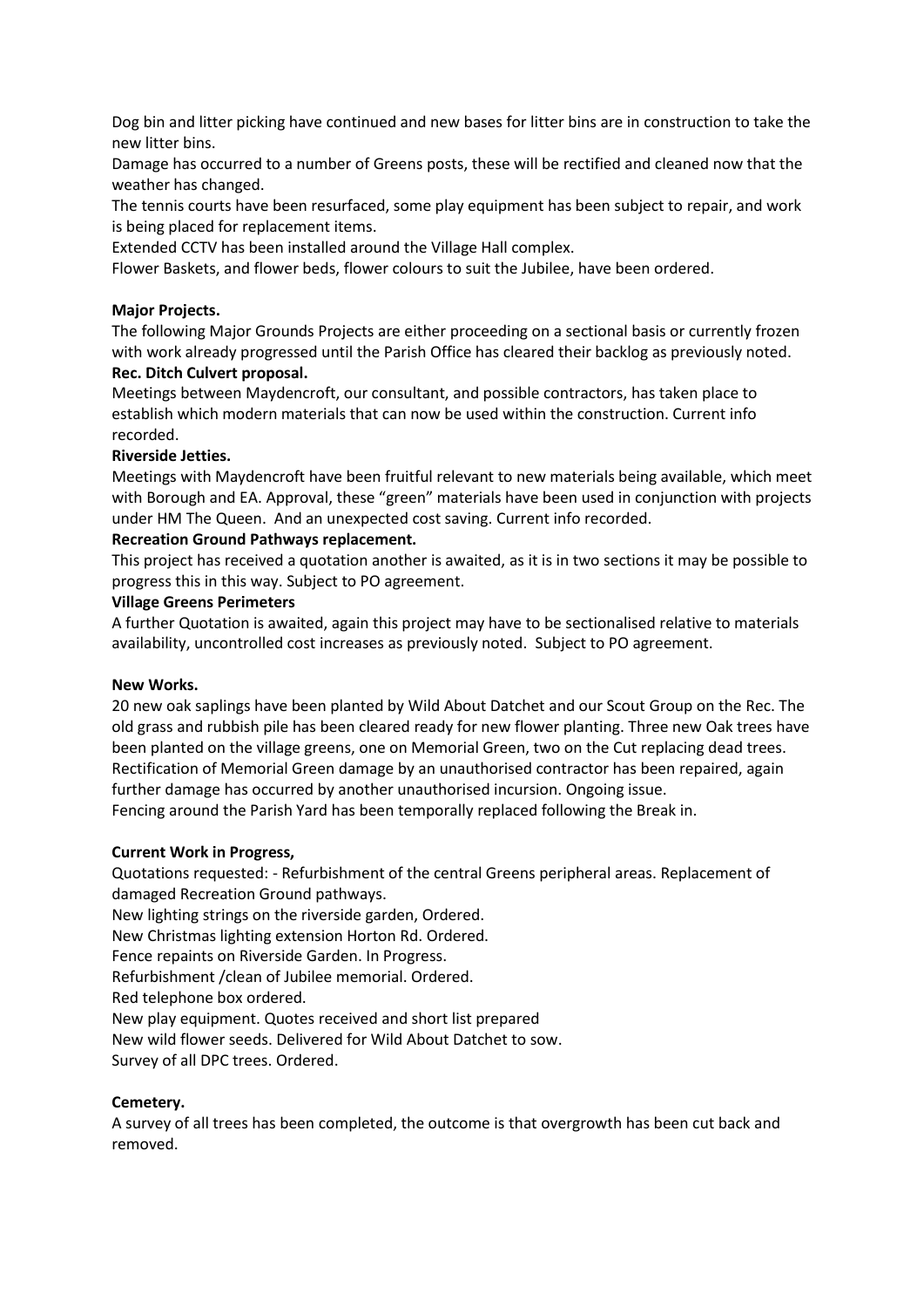Dog bin and litter picking have continued and new bases for litter bins are in construction to take the new litter bins.

Damage has occurred to a number of Greens posts, these will be rectified and cleaned now that the weather has changed.

The tennis courts have been resurfaced, some play equipment has been subject to repair, and work is being placed for replacement items.

Extended CCTV has been installed around the Village Hall complex.

Flower Baskets, and flower beds, flower colours to suit the Jubilee, have been ordered.

**Major Projects.**

The following Major Grounds Projects are either proceeding on a sectional basis or currently frozen with work already progressed until the Parish Office has cleared their backlog as previously noted.

**Rec. Ditch Culvert proposal.**

Meetings between Maydencroft, our consultant, and possible contractors, has taken place to establish which modern materials that can now be used within the construction. Current info recorded.

**Riverside Jetties.**

Meetings with Maydencroft have been fruitful relevant to new materials being available, which meet with Borough and EA. Approval, these "green" materials have been used in conjunction with projects under HM The Queen. And an unexpected cost saving. Current info recorded.

**Recreation Ground Pathways replacement.**

This project has received a quotation another is awaited, as it is in two sections it may be possible to progress this in this way. Subject to PO agreement.

**Village Greens Perimeters**

A further Quotation is awaited, again this project may have to be sectionalised relative to materials availability, uncontrolled cost increases as previously noted. Subject to PO agreement.

**New Works.**

20 new oak saplings have been planted by Wild About Datchet and our Scout Group on the Rec. The old grass and rubbish pile has been cleared ready for new flower planting. Three new Oak trees have been planted on the village greens, one on Memorial Green, two on the Cut replacing dead trees.

Rectification of Memorial Green damage by an unauthorised contractor has been repaired, again further damage has occurred by another unauthorised incursion. Ongoing issue.

Fencing around the Parish Yard has been temporally replaced following the Break in.

**Current Work in Progress,**

Quotations requested: - Refurbishment of the central Greens peripheral areas. Replacement of damaged Recreation Ground pathways.

New lighting strings on the riverside garden, Ordered.

New Christmas lighting extension Horton Rd. Ordered.

Fence repaints on Riverside Garden. In Progress.

Refurbishment /clean of Jubilee memorial. Ordered.

Red telephone box ordered.

New play equipment. Quotes received and short list prepared

New wild flower seeds. Delivered for Wild About Datchet to sow.

Survey of all DPC trees. Ordered.

**Cemetery.**

A survey of all trees has been completed, the outcome is that overgrowth has been cut back and removed.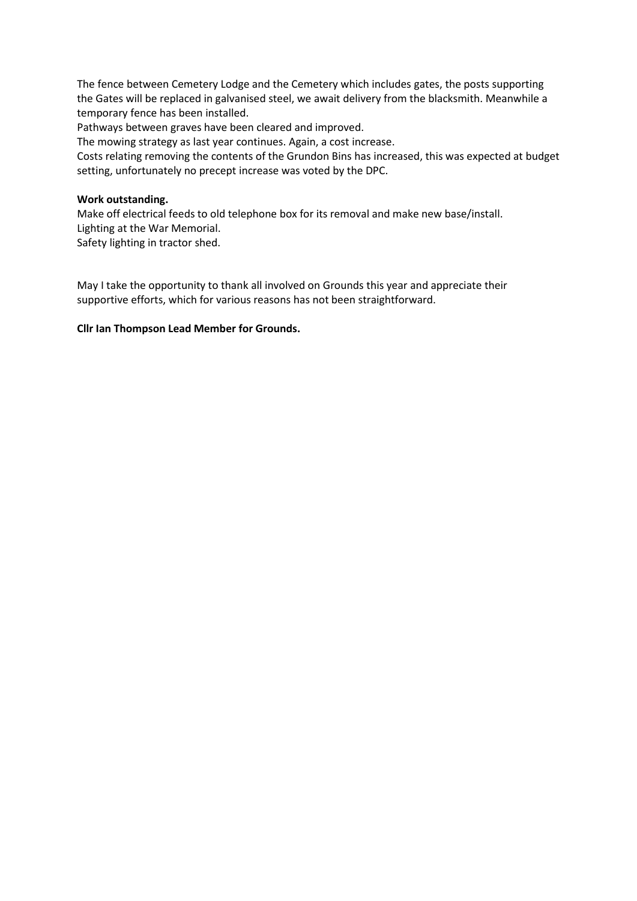The fence between Cemetery Lodge and the Cemetery which includes gates, the posts supporting the Gates will be replaced in galvanised steel, we await delivery from the blacksmith. Meanwhile a temporary fence has been installed.
Pathways between graves have been cleared and improved.
The mowing strategy as last year continues. Again, a cost increase.
Costs relating removing the contents of the Grundon Bins has increased, this was expected at budget setting, unfortunately no precept increase was voted by the DPC.

**Work outstanding.**
Make off electrical feeds to old telephone box for its removal and make new base/install.
Lighting at the War Memorial.
Safety lighting in tractor shed.

May I take the opportunity to thank all involved on Grounds this year and appreciate their supportive efforts, which for various reasons has not been straightforward.

**Cllr Ian Thompson Lead Member for Grounds.**